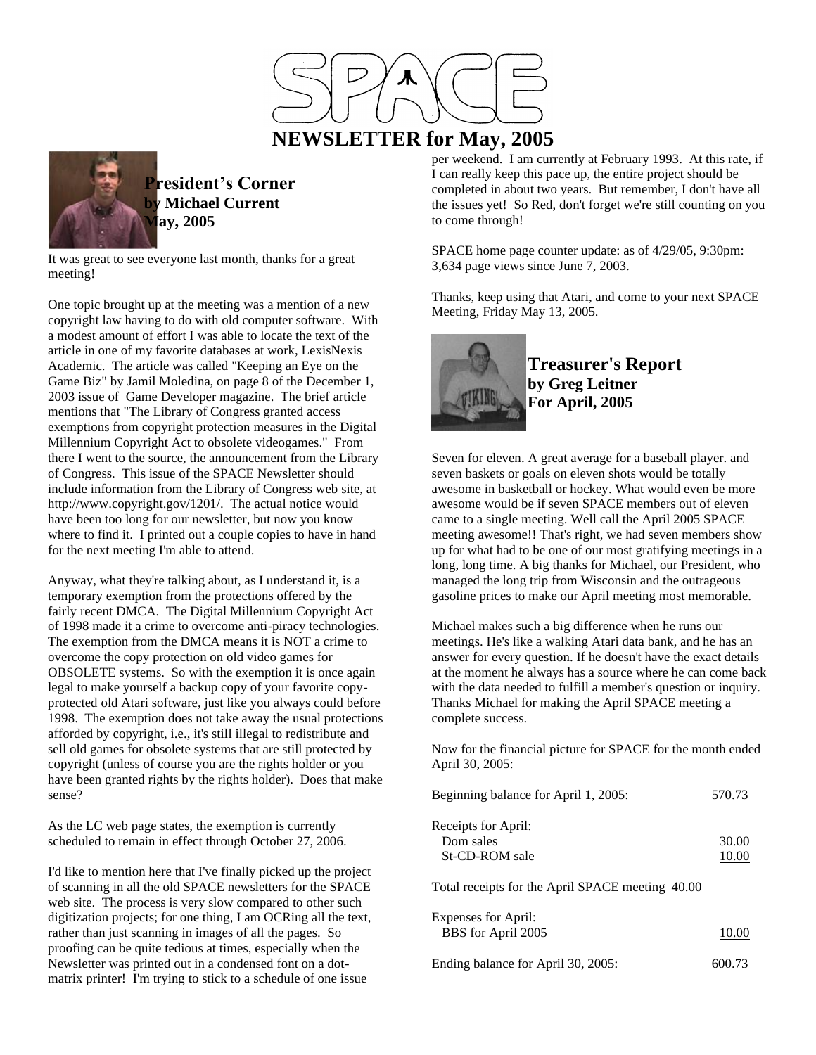# NEWSLETTER for May, 2005

## President's Corner
**by Michael Current**
**May, 2005**

It was great to see everyone last month, thanks for a great meeting!

One topic brought up at the meeting was a mention of a new copyright law having to do with old computer software. With a modest amount of effort I was able to locate the text of the article in one of my favorite databases at work, LexisNexis Academic. The article was called "Keeping an Eye on the Game Biz" by Jamil Moledina, on page 8 of the December 1, 2003 issue of Game Developer magazine. The brief article mentions that "The Library of Congress granted access exemptions from copyright protection measures in the Digital Millennium Copyright Act to obsolete videogames." From there I went to the source, the announcement from the Library of Congress. This issue of the SPACE Newsletter should include information from the Library of Congress web site, at http://www.copyright.gov/1201/. The actual notice would have been too long for our newsletter, but now you know where to find it. I printed out a couple copies to have in hand for the next meeting I'm able to attend.

Anyway, what they're talking about, as I understand it, is a temporary exemption from the protections offered by the fairly recent DMCA. The Digital Millennium Copyright Act of 1998 made it a crime to overcome anti-piracy technologies. The exemption from the DMCA means it is NOT a crime to overcome the copy protection on old video games for OBSOLETE systems. So with the exemption it is once again legal to make yourself a backup copy of your favorite copy-protected old Atari software, just like you always could before 1998. The exemption does not take away the usual protections afforded by copyright, i.e., it's still illegal to redistribute and sell old games for obsolete systems that are still protected by copyright (unless of course you are the rights holder or you have been granted rights by the rights holder). Does that make sense?

As the LC web page states, the exemption is currently scheduled to remain in effect through October 27, 2006.

I'd like to mention here that I've finally picked up the project of scanning in all the old SPACE newsletters for the SPACE web site. The process is very slow compared to other such digitization projects; for one thing, I am OCRing all the text, rather than just scanning in images of all the pages. So proofing can be quite tedious at times, especially when the Newsletter was printed out in a condensed font on a dot-matrix printer! I'm trying to stick to a schedule of one issue per weekend. I am currently at February 1993. At this rate, if I can really keep this pace up, the entire project should be completed in about two years. But remember, I don't have all the issues yet! So Red, don't forget we're still counting on you to come through!

SPACE home page counter update: as of 4/29/05, 9:30pm: 3,634 page views since June 7, 2003.

Thanks, keep using that Atari, and come to your next SPACE Meeting, Friday May 13, 2005.

## Treasurer's Report
**by Greg Leitner**
**For April, 2005**

Seven for eleven. A great average for a baseball player. and seven baskets or goals on eleven shots would be totally awesome in basketball or hockey. What would even be more awesome would be if seven SPACE members out of eleven came to a single meeting. Well call the April 2005 SPACE meeting awesome!! That's right, we had seven members show up for what had to be one of our most gratifying meetings in a long, long time. A big thanks for Michael, our President, who managed the long trip from Wisconsin and the outrageous gasoline prices to make our April meeting most memorable.

Michael makes such a big difference when he runs our meetings. He's like a walking Atari data bank, and he has an answer for every question. If he doesn't have the exact details at the moment he always has a source where he can come back with the data needed to fulfill a member's question or inquiry. Thanks Michael for making the April SPACE meeting a complete success.

Now for the financial picture for SPACE for the month ended April 30, 2005:

| | |
|---|---|
| Beginning balance for April 1, 2005: | 570.73 |
| Receipts for April: | |
| Dom sales | 30.00 |
| St-CD-ROM sale | 10.00 |
| Total receipts for the April SPACE meeting | 40.00 |
| Expenses for April: | |
| BBS for April 2005 | 10.00 |
| Ending balance for April 30, 2005: | 600.73 |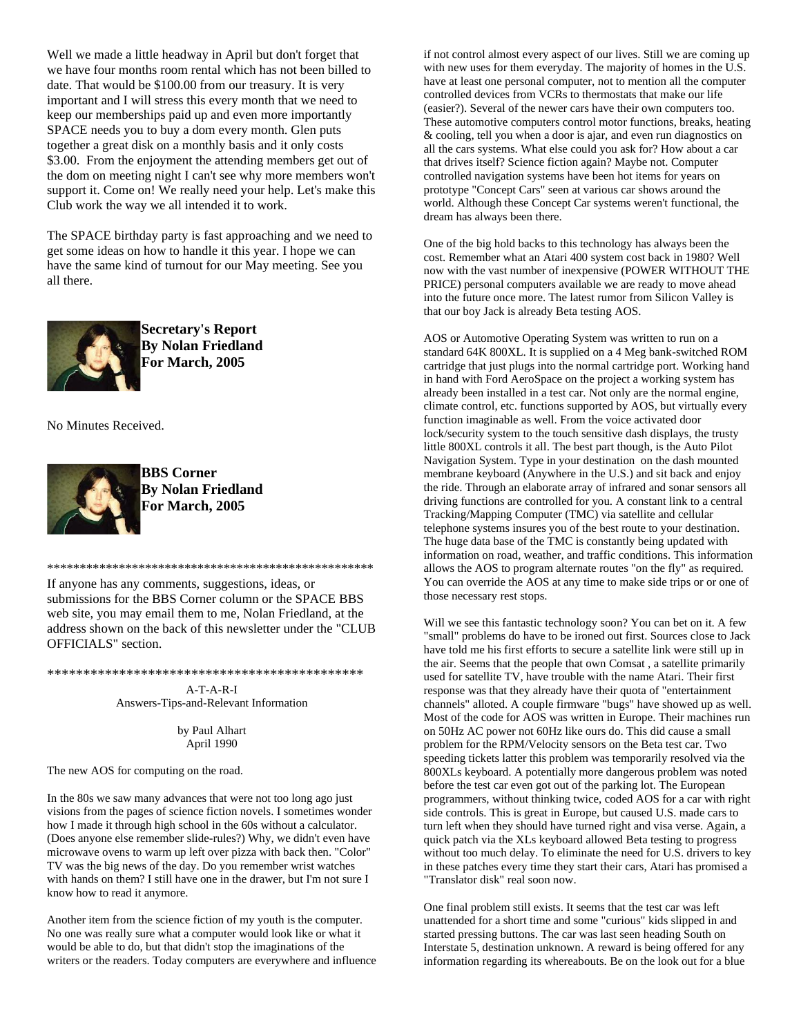Well we made a little headway in April but don't forget that we have four months room rental which has not been billed to date. That would be $100.00 from our treasury. It is very important and I will stress this every month that we need to keep our memberships paid up and even more importantly SPACE needs you to buy a dom every month. Glen puts together a great disk on a monthly basis and it only costs $3.00. From the enjoyment the attending members get out of the dom on meeting night I can't see why more members won't support it. Come on! We really need your help. Let's make this Club work the way we all intended it to work.

The SPACE birthday party is fast approaching and we need to get some ideas on how to handle it this year. I hope we can have the same kind of turnout for our May meeting. See you all there.

**Secretary's Report**
**By Nolan Friedland**
**For March, 2005**

No Minutes Received.

**BBS Corner**
**By Nolan Friedland**
**For March, 2005**

***************************************************

If anyone has any comments, suggestions, ideas, or submissions for the BBS Corner column or the SPACE BBS web site, you may email them to me, Nolan Friedland, at the address shown on the back of this newsletter under the "CLUB OFFICIALS" section.

**********************************************

A-T-A-R-I
Answers-Tips-and-Relevant Information

by Paul Alhart
April 1990

The new AOS for computing on the road.

In the 80s we saw many advances that were not too long ago just visions from the pages of science fiction novels. I sometimes wonder how I made it through high school in the 60s without a calculator. (Does anyone else remember slide-rules?) Why, we didn't even have microwave ovens to warm up left over pizza with back then. "Color" TV was the big news of the day. Do you remember wrist watches with hands on them? I still have one in the drawer, but I'm not sure I know how to read it anymore.

Another item from the science fiction of my youth is the computer. No one was really sure what a computer would look like or what it would be able to do, but that didn't stop the imaginations of the writers or the readers. Today computers are everywhere and influence if not control almost every aspect of our lives. Still we are coming up with new uses for them everyday. The majority of homes in the U.S. have at least one personal computer, not to mention all the computer controlled devices from VCRs to thermostats that make our life (easier?). Several of the newer cars have their own computers too. These automotive computers control motor functions, breaks, heating & cooling, tell you when a door is ajar, and even run diagnostics on all the cars systems. What else could you ask for? How about a car that drives itself? Science fiction again? Maybe not. Computer controlled navigation systems have been hot items for years on prototype "Concept Cars" seen at various car shows around the world. Although these Concept Car systems weren't functional, the dream has always been there.

One of the big hold backs to this technology has always been the cost. Remember what an Atari 400 system cost back in 1980? Well now with the vast number of inexpensive (POWER WITHOUT THE PRICE) personal computers available we are ready to move ahead into the future once more. The latest rumor from Silicon Valley is that our boy Jack is already Beta testing AOS.

AOS or Automotive Operating System was written to run on a standard 64K 800XL. It is supplied on a 4 Meg bank-switched ROM cartridge that just plugs into the normal cartridge port. Working hand in hand with Ford AeroSpace on the project a working system has already been installed in a test car. Not only are the normal engine, climate control, etc. functions supported by AOS, but virtually every function imaginable as well. From the voice activated door lock/security system to the touch sensitive dash displays, the trusty little 800XL controls it all. The best part though, is the Auto Pilot Navigation System. Type in your destination on the dash mounted membrane keyboard (Anywhere in the U.S.) and sit back and enjoy the ride. Through an elaborate array of infrared and sonar sensors all driving functions are controlled for you. A constant link to a central Tracking/Mapping Computer (TMC) via satellite and cellular telephone systems insures you of the best route to your destination. The huge data base of the TMC is constantly being updated with information on road, weather, and traffic conditions. This information allows the AOS to program alternate routes "on the fly" as required. You can override the AOS at any time to make side trips or or one of those necessary rest stops.

Will we see this fantastic technology soon? You can bet on it. A few "small" problems do have to be ironed out first. Sources close to Jack have told me his first efforts to secure a satellite link were still up in the air. Seems that the people that own Comsat , a satellite primarily used for satellite TV, have trouble with the name Atari. Their first response was that they already have their quota of "entertainment channels" alloted. A couple firmware "bugs" have showed up as well. Most of the code for AOS was written in Europe. Their machines run on 50Hz AC power not 60Hz like ours do. This did cause a small problem for the RPM/Velocity sensors on the Beta test car. Two speeding tickets latter this problem was temporarily resolved via the 800XLs keyboard. A potentially more dangerous problem was noted before the test car even got out of the parking lot. The European programmers, without thinking twice, coded AOS for a car with right side controls. This is great in Europe, but caused U.S. made cars to turn left when they should have turned right and visa verse. Again, a quick patch via the XLs keyboard allowed Beta testing to progress without too much delay. To eliminate the need for U.S. drivers to key in these patches every time they start their cars, Atari has promised a "Translator disk" real soon now.

One final problem still exists. It seems that the test car was left unattended for a short time and some "curious" kids slipped in and started pressing buttons. The car was last seen heading South on Interstate 5, destination unknown. A reward is being offered for any information regarding its whereabouts. Be on the look out for a blue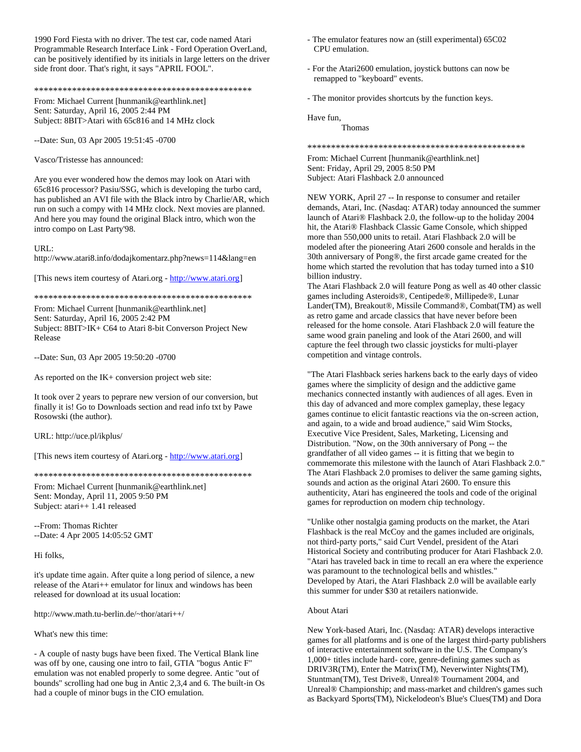1990 Ford Fiesta with no driver. The test car, code named Atari Programmable Research Interface Link - Ford Operation OverLand, can be positively identified by its initials in large letters on the driver side front door. That's right, it says "APRIL FOOL".

************************************************

From: Michael Current [hunmanik@earthlink.net]
Sent: Saturday, April 16, 2005 2:44 PM
Subject: 8BIT>Atari with 65c816 and 14 MHz clock

--Date: Sun, 03 Apr 2005 19:51:45 -0700

Vasco/Tristesse has announced:

Are you ever wondered how the demos may look on Atari with 65c816 processor? Pasiu/SSG, which is developing the turbo card, has published an AVI file with the Black intro by Charlie/AR, which run on such a compy with 14 MHz clock. Next movies are planned. And here you may found the original Black intro, which won the intro compo on Last Party'98.

URL:
http://www.atari8.info/dodajkomentarz.php?news=114&lang=en

[This news item courtesy of Atari.org - http://www.atari.org]

************************************************

From: Michael Current [hunmanik@earthlink.net]
Sent: Saturday, April 16, 2005 2:42 PM
Subject: 8BIT>IK+ C64 to Atari 8-bit Converson Project New Release

--Date: Sun, 03 Apr 2005 19:50:20 -0700

As reported on the IK+ conversion project web site:

It took over 2 years to peprare new version of our conversion, but finally it is! Go to Downloads section and read info txt by Pawe Rosowski (the author).

URL: http://uce.pl/ikplus/

[This news item courtesy of Atari.org - http://www.atari.org]

************************************************

From: Michael Current [hunmanik@earthlink.net]
Sent: Monday, April 11, 2005 9:50 PM
Subject: atari++ 1.41 released

--From: Thomas Richter
--Date: 4 Apr 2005 14:05:52 GMT

Hi folks,

it's update time again. After quite a long period of silence, a new release of the Atari++ emulator for linux and windows has been released for download at its usual location:

http://www.math.tu-berlin.de/~thor/atari++/

What's new this time:

- A couple of nasty bugs have been fixed. The Vertical Blank line was off by one, causing one intro to fail, GTIA "bogus Antic F" emulation was not enabled properly to some degree. Antic "out of bounds" scrolling had one bug in Antic 2,3,4 and 6. The built-in Os had a couple of minor bugs in the CIO emulation.

- The emulator features now an (still experimental) 65C02 CPU emulation.

- For the Atari2600 emulation, joystick buttons can now be remapped to "keyboard" events.

- The monitor provides shortcuts by the function keys.

Have fun,
Thomas

************************************************

From: Michael Current [hunmanik@earthlink.net]
Sent: Friday, April 29, 2005 8:50 PM
Subject: Atari Flashback 2.0 announced

NEW YORK, April 27 -- In response to consumer and retailer demands, Atari, Inc. (Nasdaq: ATAR) today announced the summer launch of Atari® Flashback 2.0, the follow-up to the holiday 2004 hit, the Atari® Flashback Classic Game Console, which shipped more than 550,000 units to retail. Atari Flashback 2.0 will be modeled after the pioneering Atari 2600 console and heralds in the 30th anniversary of Pong®, the first arcade game created for the home which started the revolution that has today turned into a $10 billion industry.
The Atari Flashback 2.0 will feature Pong as well as 40 other classic games including Asteroids®, Centipede®, Millipede®, Lunar Lander(TM), Breakout®, Missile Command®, Combat(TM) as well as retro game and arcade classics that have never before been released for the home console. Atari Flashback 2.0 will feature the same wood grain paneling and look of the Atari 2600, and will capture the feel through two classic joysticks for multi-player competition and vintage controls.

"The Atari Flashback series harkens back to the early days of video games where the simplicity of design and the addictive game mechanics connected instantly with audiences of all ages. Even in this day of advanced and more complex gameplay, these legacy games continue to elicit fantastic reactions via the on-screen action, and again, to a wide and broad audience," said Wim Stocks, Executive Vice President, Sales, Marketing, Licensing and Distribution. "Now, on the 30th anniversary of Pong -- the grandfather of all video games -- it is fitting that we begin to commemorate this milestone with the launch of Atari Flashback 2.0."
The Atari Flashback 2.0 promises to deliver the same gaming sights, sounds and action as the original Atari 2600. To ensure this authenticity, Atari has engineered the tools and code of the original games for reproduction on modern chip technology.

"Unlike other nostalgia gaming products on the market, the Atari Flashback is the real McCoy and the games included are originals, not third-party ports," said Curt Vendel, president of the Atari Historical Society and contributing producer for Atari Flashback 2.0. "Atari has traveled back in time to recall an era where the experience was paramount to the technological bells and whistles."
Developed by Atari, the Atari Flashback 2.0 will be available early this summer for under $30 at retailers nationwide.

About Atari

New York-based Atari, Inc. (Nasdaq: ATAR) develops interactive games for all platforms and is one of the largest third-party publishers of interactive entertainment software in the U.S. The Company's 1,000+ titles include hard- core, genre-defining games such as DRIV3R(TM), Enter the Matrix(TM), Neverwinter Nights(TM), Stuntman(TM), Test Drive®, Unreal® Tournament 2004, and Unreal® Championship; and mass-market and children's games such as Backyard Sports(TM), Nickelodeon's Blue's Clues(TM) and Dora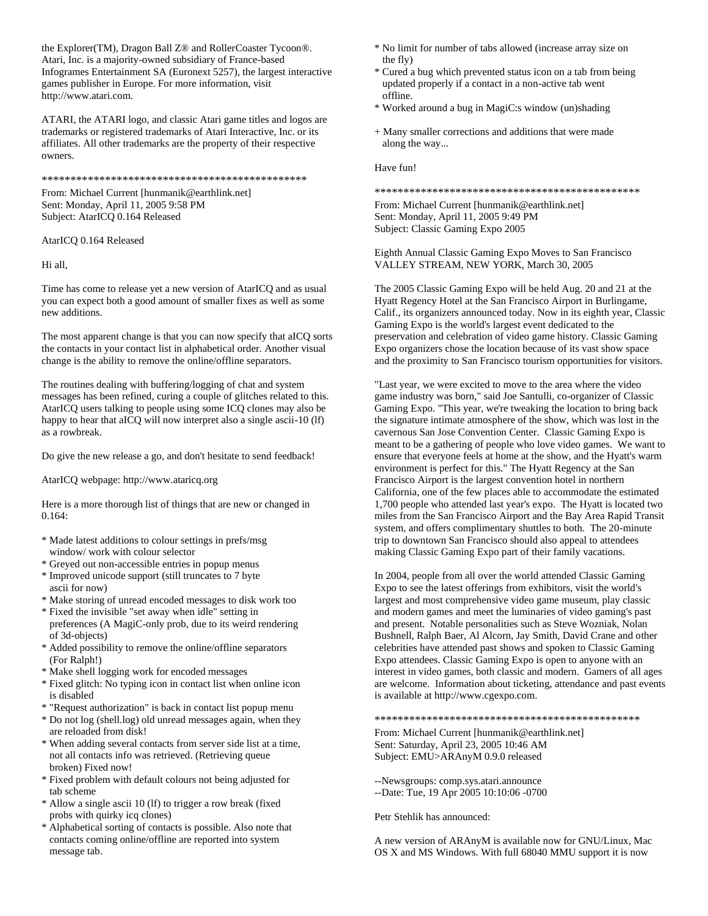the Explorer(TM), Dragon Ball Z® and RollerCoaster Tycoon®. Atari, Inc. is a majority-owned subsidiary of France-based Infogrames Entertainment SA (Euronext 5257), the largest interactive games publisher in Europe. For more information, visit http://www.atari.com.

ATARI, the ATARI logo, and classic Atari game titles and logos are trademarks or registered trademarks of Atari Interactive, Inc. or its affiliates. All other trademarks are the property of their respective owners.

\*\*\*\*\*\*\*\*\*\*\*\*\*\*\*\*\*\*\*\*\*\*\*\*\*\*\*\*\*\*\*\*\*\*\*\*\*\*\*\*\*\*\*\*\*\*\*\*

From: Michael Current [hunmanik@earthlink.net]
Sent: Monday, April 11, 2005 9:58 PM
Subject: AtarICQ 0.164 Released

AtarICQ 0.164 Released

Hi all,

Time has come to release yet a new version of AtarICQ and as usual you can expect both a good amount of smaller fixes as well as some new additions.

The most apparent change is that you can now specify that aICQ sorts the contacts in your contact list in alphabetical order. Another visual change is the ability to remove the online/offline separators.

The routines dealing with buffering/logging of chat and system messages has been refined, curing a couple of glitches related to this. AtarICQ users talking to people using some ICQ clones may also be happy to hear that aICQ will now interpret also a single ascii-10 (lf) as a rowbreak.

Do give the new release a go, and don't hesitate to send feedback!

AtarICQ webpage: http://www.ataricq.org

Here is a more thorough list of things that are new or changed in 0.164:

* Made latest additions to colour settings in prefs/msg window/ work with colour selector
* Greyed out non-accessible entries in popup menus
* Improved unicode support (still truncates to 7 byte ascii for now)
* Make storing of unread encoded messages to disk work too
* Fixed the invisible "set away when idle" setting in preferences (A MagiC-only prob, due to its weird rendering of 3d-objects)
* Added possibility to remove the online/offline separators (For Ralph!)
* Make shell logging work for encoded messages
* Fixed glitch: No typing icon in contact list when online icon is disabled
* "Request authorization" is back in contact list popup menu
* Do not log (shell.log) old unread messages again, when they are reloaded from disk!
* When adding several contacts from server side list at a time, not all contacts info was retrieved. (Retrieving queue broken) Fixed now!
* Fixed problem with default colours not being adjusted for tab scheme
* Allow a single ascii 10 (lf) to trigger a row break (fixed probs with quirky icq clones)
* Alphabetical sorting of contacts is possible. Also note that contacts coming online/offline are reported into system message tab.
* No limit for number of tabs allowed (increase array size on the fly)
* Cured a bug which prevented status icon on a tab from being updated properly if a contact in a non-active tab went offline.
* Worked around a bug in MagiC:s window (un)shading

\+ Many smaller corrections and additions that were made along the way...

Have fun!

\*\*\*\*\*\*\*\*\*\*\*\*\*\*\*\*\*\*\*\*\*\*\*\*\*\*\*\*\*\*\*\*\*\*\*\*\*\*\*\*\*\*\*\*\*\*\*\*

From: Michael Current [hunmanik@earthlink.net]
Sent: Monday, April 11, 2005 9:49 PM
Subject: Classic Gaming Expo 2005

Eighth Annual Classic Gaming Expo Moves to San Francisco
VALLEY STREAM, NEW YORK, March 30, 2005

The 2005 Classic Gaming Expo will be held Aug. 20 and 21 at the Hyatt Regency Hotel at the San Francisco Airport in Burlingame, Calif., its organizers announced today. Now in its eighth year, Classic Gaming Expo is the world's largest event dedicated to the preservation and celebration of video game history. Classic Gaming Expo organizers chose the location because of its vast show space and the proximity to San Francisco tourism opportunities for visitors.

"Last year, we were excited to move to the area where the video game industry was born," said Joe Santulli, co-organizer of Classic Gaming Expo. "This year, we're tweaking the location to bring back the signature intimate atmosphere of the show, which was lost in the cavernous San Jose Convention Center. Classic Gaming Expo is meant to be a gathering of people who love video games. We want to ensure that everyone feels at home at the show, and the Hyatt's warm environment is perfect for this." The Hyatt Regency at the San Francisco Airport is the largest convention hotel in northern California, one of the few places able to accommodate the estimated 1,700 people who attended last year's expo. The Hyatt is located two miles from the San Francisco Airport and the Bay Area Rapid Transit system, and offers complimentary shuttles to both. The 20-minute trip to downtown San Francisco should also appeal to attendees making Classic Gaming Expo part of their family vacations.

In 2004, people from all over the world attended Classic Gaming Expo to see the latest offerings from exhibitors, visit the world's largest and most comprehensive video game museum, play classic and modern games and meet the luminaries of video gaming's past and present. Notable personalities such as Steve Wozniak, Nolan Bushnell, Ralph Baer, Al Alcorn, Jay Smith, David Crane and other celebrities have attended past shows and spoken to Classic Gaming Expo attendees. Classic Gaming Expo is open to anyone with an interest in video games, both classic and modern. Gamers of all ages are welcome. Information about ticketing, attendance and past events is available at http://www.cgexpo.com.

\*\*\*\*\*\*\*\*\*\*\*\*\*\*\*\*\*\*\*\*\*\*\*\*\*\*\*\*\*\*\*\*\*\*\*\*\*\*\*\*\*\*\*\*\*\*\*\*

From: Michael Current [hunmanik@earthlink.net]
Sent: Saturday, April 23, 2005 10:46 AM
Subject: EMU>ARAnyM 0.9.0 released

--Newsgroups: comp.sys.atari.announce
--Date: Tue, 19 Apr 2005 10:10:06 -0700

Petr Stehlik has announced:

A new version of ARAnyM is available now for GNU/Linux, Mac OS X and MS Windows. With full 68040 MMU support it is now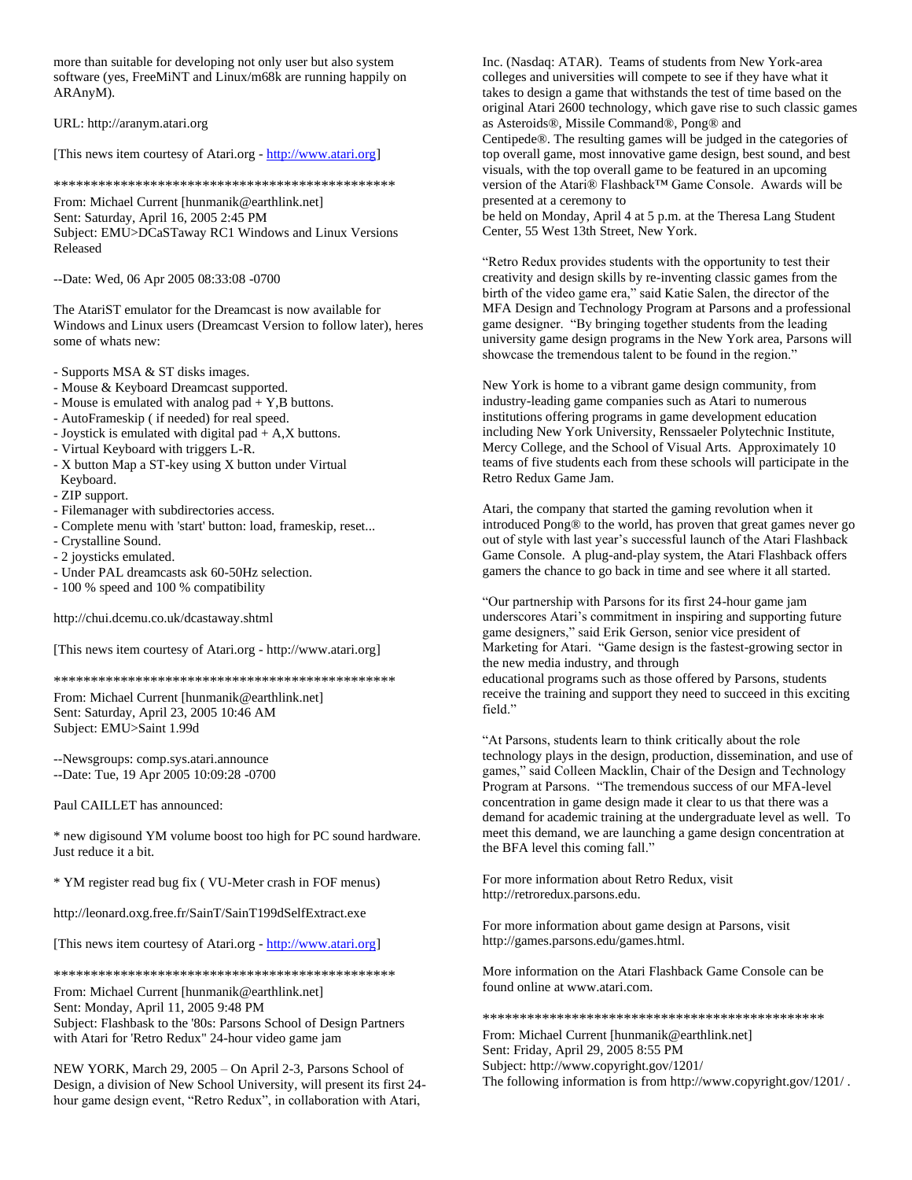more than suitable for developing not only user but also system software (yes, FreeMiNT and Linux/m68k are running happily on ARAnyM).

URL: http://aranym.atari.org

[This news item courtesy of Atari.org - http://www.atari.org]

\*\*\*\*\*\*\*\*\*\*\*\*\*\*\*\*\*\*\*\*\*\*\*\*\*\*\*\*\*\*\*\*\*\*\*\*\*\*\*\*\*\*\*\*\*\*\*\*

From: Michael Current [hunmanik@earthlink.net]
Sent: Saturday, April 16, 2005 2:45 PM
Subject: EMU>DCaSTaway RC1 Windows and Linux Versions Released

--Date: Wed, 06 Apr 2005 08:33:08 -0700

The AtariST emulator for the Dreamcast is now available for Windows and Linux users (Dreamcast Version to follow later), heres some of whats new:

- Supports MSA & ST disks images.
- Mouse & Keyboard Dreamcast supported.
- Mouse is emulated with analog pad + Y,B buttons.
- AutoFrameskip ( if needed) for real speed.
- Joystick is emulated with digital pad + A,X buttons.
- Virtual Keyboard with triggers L-R.
- X button Map a ST-key using X button under Virtual Keyboard.
- ZIP support.
- Filemanager with subdirectories access.
- Complete menu with 'start' button: load, frameskip, reset...
- Crystalline Sound.
- 2 joysticks emulated.
- Under PAL dreamcasts ask 60-50Hz selection.
- 100 % speed and 100 % compatibility

http://chui.dcemu.co.uk/dcastaway.shtml

[This news item courtesy of Atari.org - http://www.atari.org]

\*\*\*\*\*\*\*\*\*\*\*\*\*\*\*\*\*\*\*\*\*\*\*\*\*\*\*\*\*\*\*\*\*\*\*\*\*\*\*\*\*\*\*\*\*\*\*\*

From: Michael Current [hunmanik@earthlink.net]
Sent: Saturday, April 23, 2005 10:46 AM
Subject: EMU>Saint 1.99d

--Newsgroups: comp.sys.atari.announce
--Date: Tue, 19 Apr 2005 10:09:28 -0700

Paul CAILLET has announced:

\* new digisound YM volume boost too high for PC sound hardware. Just reduce it a bit.

\* YM register read bug fix ( VU-Meter crash in FOF menus)

http://leonard.oxg.free.fr/SainT/SainT199dSelfExtract.exe

[This news item courtesy of Atari.org - http://www.atari.org]

\*\*\*\*\*\*\*\*\*\*\*\*\*\*\*\*\*\*\*\*\*\*\*\*\*\*\*\*\*\*\*\*\*\*\*\*\*\*\*\*\*\*\*\*\*\*\*\*

From: Michael Current [hunmanik@earthlink.net]
Sent: Monday, April 11, 2005 9:48 PM
Subject: Flashbask to the '80s: Parsons School of Design Partners with Atari for 'Retro Redux" 24-hour video game jam

NEW YORK, March 29, 2005 – On April 2-3, Parsons School of Design, a division of New School University, will present its first 24-hour game design event, "Retro Redux", in collaboration with Atari, Inc. (Nasdaq: ATAR). Teams of students from New York-area colleges and universities will compete to see if they have what it takes to design a game that withstands the test of time based on the original Atari 2600 technology, which gave rise to such classic games as Asteroids®, Missile Command®, Pong® and Centipede®. The resulting games will be judged in the categories of top overall game, most innovative game design, best sound, and best visuals, with the top overall game to be featured in an upcoming version of the Atari® Flashback™ Game Console. Awards will be presented at a ceremony to
be held on Monday, April 4 at 5 p.m. at the Theresa Lang Student Center, 55 West 13th Street, New York.

"Retro Redux provides students with the opportunity to test their creativity and design skills by re-inventing classic games from the birth of the video game era," said Katie Salen, the director of the MFA Design and Technology Program at Parsons and a professional game designer. "By bringing together students from the leading university game design programs in the New York area, Parsons will showcase the tremendous talent to be found in the region."

New York is home to a vibrant game design community, from industry-leading game companies such as Atari to numerous institutions offering programs in game development education including New York University, Renssaeler Polytechnic Institute, Mercy College, and the School of Visual Arts. Approximately 10 teams of five students each from these schools will participate in the Retro Redux Game Jam.

Atari, the company that started the gaming revolution when it introduced Pong® to the world, has proven that great games never go out of style with last year's successful launch of the Atari Flashback Game Console. A plug-and-play system, the Atari Flashback offers gamers the chance to go back in time and see where it all started.

"Our partnership with Parsons for its first 24-hour game jam underscores Atari's commitment in inspiring and supporting future game designers," said Erik Gerson, senior vice president of Marketing for Atari. "Game design is the fastest-growing sector in the new media industry, and through
educational programs such as those offered by Parsons, students receive the training and support they need to succeed in this exciting field."

"At Parsons, students learn to think critically about the role technology plays in the design, production, dissemination, and use of games," said Colleen Macklin, Chair of the Design and Technology Program at Parsons. "The tremendous success of our MFA-level concentration in game design made it clear to us that there was a demand for academic training at the undergraduate level as well. To meet this demand, we are launching a game design concentration at the BFA level this coming fall."

For more information about Retro Redux, visit http://retroredux.parsons.edu.

For more information about game design at Parsons, visit http://games.parsons.edu/games.html.

More information on the Atari Flashback Game Console can be found online at www.atari.com.

\*\*\*\*\*\*\*\*\*\*\*\*\*\*\*\*\*\*\*\*\*\*\*\*\*\*\*\*\*\*\*\*\*\*\*\*\*\*\*\*\*\*\*\*\*\*\*\*

From: Michael Current [hunmanik@earthlink.net]
Sent: Friday, April 29, 2005 8:55 PM
Subject: http://www.copyright.gov/1201/
The following information is from http://www.copyright.gov/1201/ .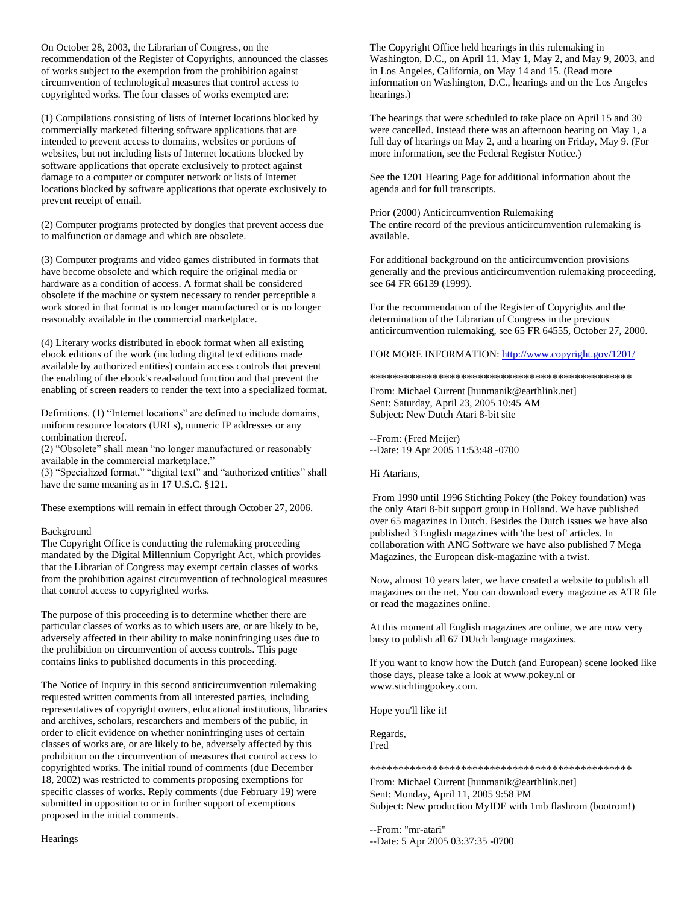On October 28, 2003, the Librarian of Congress, on the recommendation of the Register of Copyrights, announced the classes of works subject to the exemption from the prohibition against circumvention of technological measures that control access to copyrighted works. The four classes of works exempted are:

(1) Compilations consisting of lists of Internet locations blocked by commercially marketed filtering software applications that are intended to prevent access to domains, websites or portions of websites, but not including lists of Internet locations blocked by software applications that operate exclusively to protect against damage to a computer or computer network or lists of Internet locations blocked by software applications that operate exclusively to prevent receipt of email.

(2) Computer programs protected by dongles that prevent access due to malfunction or damage and which are obsolete.

(3) Computer programs and video games distributed in formats that have become obsolete and which require the original media or hardware as a condition of access. A format shall be considered obsolete if the machine or system necessary to render perceptible a work stored in that format is no longer manufactured or is no longer reasonably available in the commercial marketplace.

(4) Literary works distributed in ebook format when all existing ebook editions of the work (including digital text editions made available by authorized entities) contain access controls that prevent the enabling of the ebook's read-aloud function and that prevent the enabling of screen readers to render the text into a specialized format.

Definitions. (1) “Internet locations” are defined to include domains, uniform resource locators (URLs), numeric IP addresses or any combination thereof.
(2) “Obsolete” shall mean “no longer manufactured or reasonably available in the commercial marketplace.”
(3) “Specialized format,” “digital text” and “authorized entities” shall have the same meaning as in 17 U.S.C. §121.

These exemptions will remain in effect through October 27, 2006.

Background
The Copyright Office is conducting the rulemaking proceeding mandated by the Digital Millennium Copyright Act, which provides that the Librarian of Congress may exempt certain classes of works from the prohibition against circumvention of technological measures that control access to copyrighted works.

The purpose of this proceeding is to determine whether there are particular classes of works as to which users are, or are likely to be, adversely affected in their ability to make noninfringing uses due to the prohibition on circumvention of access controls. This page contains links to published documents in this proceeding.

The Notice of Inquiry in this second anticircumvention rulemaking requested written comments from all interested parties, including representatives of copyright owners, educational institutions, libraries and archives, scholars, researchers and members of the public, in order to elicit evidence on whether noninfringing uses of certain classes of works are, or are likely to be, adversely affected by this prohibition on the circumvention of measures that control access to copyrighted works. The initial round of comments (due December 18, 2002) was restricted to comments proposing exemptions for specific classes of works. Reply comments (due February 19) were submitted in opposition to or in further support of exemptions proposed in the initial comments.

Hearings

The Copyright Office held hearings in this rulemaking in Washington, D.C., on April 11, May 1, May 2, and May 9, 2003, and in Los Angeles, California, on May 14 and 15. (Read more information on Washington, D.C., hearings and on the Los Angeles hearings.)

The hearings that were scheduled to take place on April 15 and 30 were cancelled. Instead there was an afternoon hearing on May 1, a full day of hearings on May 2, and a hearing on Friday, May 9. (For more information, see the Federal Register Notice.)

See the 1201 Hearing Page for additional information about the agenda and for full transcripts.

Prior (2000) Anticircumvention Rulemaking
The entire record of the previous anticircumvention rulemaking is available.

For additional background on the anticircumvention provisions generally and the previous anticircumvention rulemaking proceeding, see 64 FR 66139 (1999).

For the recommendation of the Register of Copyrights and the determination of the Librarian of Congress in the previous anticircumvention rulemaking, see 65 FR 64555, October 27, 2000.

FOR MORE INFORMATION: http://www.copyright.gov/1201/

**********************************************

From: Michael Current [hunmanik@earthlink.net]
Sent: Saturday, April 23, 2005 10:45 AM
Subject: New Dutch Atari 8-bit site

--From: (Fred Meijer)
--Date: 19 Apr 2005 11:53:48 -0700

Hi Atarians,

From 1990 until 1996 Stichting Pokey (the Pokey foundation) was the only Atari 8-bit support group in Holland. We have published over 65 magazines in Dutch. Besides the Dutch issues we have also published 3 English magazines with 'the best of' articles. In collaboration with ANG Software we have also published 7 Mega Magazines, the European disk-magazine with a twist.

Now, almost 10 years later, we have created a website to publish all magazines on the net. You can download every magazine as ATR file or read the magazines online.

At this moment all English magazines are online, we are now very busy to publish all 67 DUtch language magazines.

If you want to know how the Dutch (and European) scene looked like those days, please take a look at www.pokey.nl or www.stichtingpokey.com.

Hope you'll like it!

Regards,
Fred

**********************************************

From: Michael Current [hunmanik@earthlink.net]
Sent: Monday, April 11, 2005 9:58 PM
Subject: New production MyIDE with 1mb flashrom (bootrom!)

--From: "mr-atari"
--Date: 5 Apr 2005 03:37:35 -0700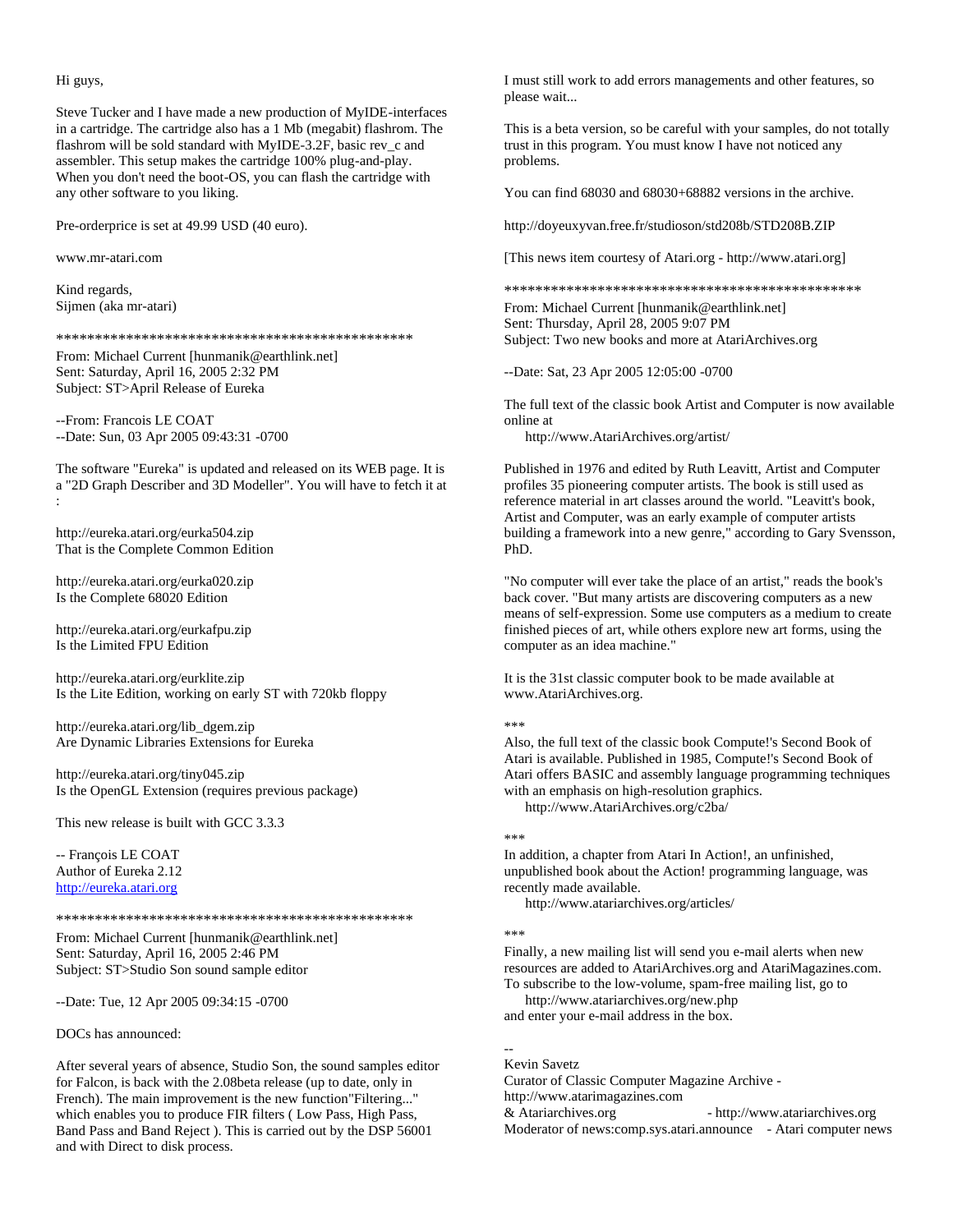Hi guys,

Steve Tucker and I have made a new production of MyIDE-interfaces in a cartridge. The cartridge also has a 1 Mb (megabit) flashrom. The flashrom will be sold standard with MyIDE-3.2F, basic rev_c and assembler. This setup makes the cartridge 100% plug-and-play. When you don't need the boot-OS, you can flash the cartridge with any other software to you liking.

Pre-orderprice is set at 49.99 USD (40 euro).

www.mr-atari.com

Kind regards,
Sijmen (aka mr-atari)

\*\*\*\*\*\*\*\*\*\*\*\*\*\*\*\*\*\*\*\*\*\*\*\*\*\*\*\*\*\*\*\*\*\*\*\*\*\*\*\*\*\*\*\*\*\*\*

From: Michael Current [hunmanik@earthlink.net]
Sent: Saturday, April 16, 2005 2:32 PM
Subject: ST>April Release of Eureka

--From: Francois LE COAT
--Date: Sun, 03 Apr 2005 09:43:31 -0700

The software "Eureka" is updated and released on its WEB page. It is a "2D Graph Describer and 3D Modeller". You will have to fetch it at :

http://eureka.atari.org/eurka504.zip
That is the Complete Common Edition

http://eureka.atari.org/eurka020.zip
Is the Complete 68020 Edition

http://eureka.atari.org/eurkafpu.zip
Is the Limited FPU Edition

http://eureka.atari.org/eurklite.zip
Is the Lite Edition, working on early ST with 720kb floppy

http://eureka.atari.org/lib_dgem.zip
Are Dynamic Libraries Extensions for Eureka

http://eureka.atari.org/tiny045.zip
Is the OpenGL Extension (requires previous package)

This new release is built with GCC 3.3.3

-- François LE COAT
Author of Eureka 2.12
http://eureka.atari.org

\*\*\*\*\*\*\*\*\*\*\*\*\*\*\*\*\*\*\*\*\*\*\*\*\*\*\*\*\*\*\*\*\*\*\*\*\*\*\*\*\*\*\*\*\*\*\*

From: Michael Current [hunmanik@earthlink.net]
Sent: Saturday, April 16, 2005 2:46 PM
Subject: ST>Studio Son sound sample editor

--Date: Tue, 12 Apr 2005 09:34:15 -0700

DOCs has announced:

After several years of absence, Studio Son, the sound samples editor for Falcon, is back with the 2.08beta release (up to date, only in French). The main improvement is the new function"Filtering..." which enables you to produce FIR filters ( Low Pass, High Pass, Band Pass and Band Reject ). This is carried out by the DSP 56001 and with Direct to disk process.

I must still work to add errors managements and other features, so please wait...

This is a beta version, so be careful with your samples, do not totally trust in this program. You must know I have not noticed any problems.

You can find 68030 and 68030+68882 versions in the archive.

http://doyeuxyvan.free.fr/studioson/std208b/STD208B.ZIP

[This news item courtesy of Atari.org - http://www.atari.org]

\*\*\*\*\*\*\*\*\*\*\*\*\*\*\*\*\*\*\*\*\*\*\*\*\*\*\*\*\*\*\*\*\*\*\*\*\*\*\*\*\*\*\*\*\*\*\*

From: Michael Current [hunmanik@earthlink.net]
Sent: Thursday, April 28, 2005 9:07 PM
Subject: Two new books and more at AtariArchives.org

--Date: Sat, 23 Apr 2005 12:05:00 -0700

The full text of the classic book Artist and Computer is now available online at
http://www.AtariArchives.org/artist/

Published in 1976 and edited by Ruth Leavitt, Artist and Computer profiles 35 pioneering computer artists. The book is still used as reference material in art classes around the world. "Leavitt's book, Artist and Computer, was an early example of computer artists building a framework into a new genre," according to Gary Svensson, PhD.

"No computer will ever take the place of an artist," reads the book's back cover. "But many artists are discovering computers as a new means of self-expression. Some use computers as a medium to create finished pieces of art, while others explore new art forms, using the computer as an idea machine."

It is the 31st classic computer book to be made available at www.AtariArchives.org.

\*\*\*

Also, the full text of the classic book Compute!'s Second Book of Atari is available. Published in 1985, Compute!'s Second Book of Atari offers BASIC and assembly language programming techniques with an emphasis on high-resolution graphics.
http://www.AtariArchives.org/c2ba/

\*\*\*

In addition, a chapter from Atari In Action!, an unfinished, unpublished book about the Action! programming language, was recently made available.
http://www.atariarchives.org/articles/

\*\*\*

Finally, a new mailing list will send you e-mail alerts when new resources are added to AtariArchives.org and AtariMagazines.com. To subscribe to the low-volume, spam-free mailing list, go to
http://www.atariarchives.org/new.php
and enter your e-mail address in the box.

--
Kevin Savetz
Curator of Classic Computer Magazine Archive - http://www.atarimagazines.com
& Atariarchives.org - http://www.atariarchives.org
Moderator of news:comp.sys.atari.announce - Atari computer news